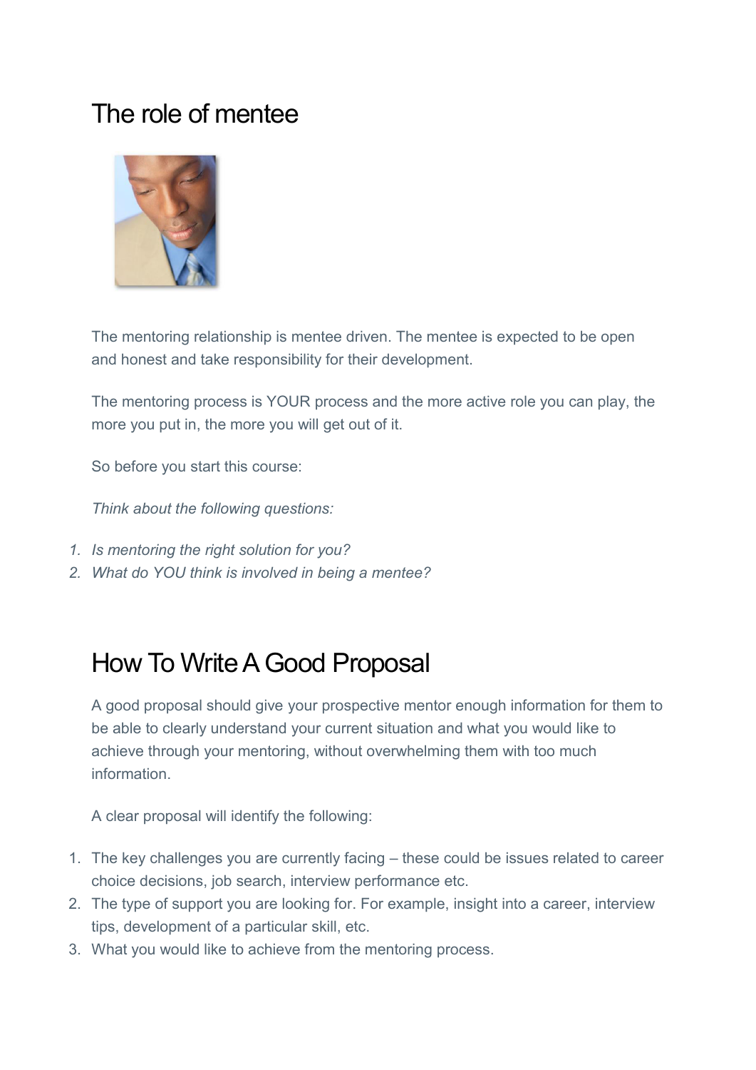# The role of mentee

The mentoring relationship is mentee driven. The mentee is expected to be open and honest and take responsibility for their development.

The mentoring process is YOUR process and the more active role you can play, the more you put in, the more you will get out of it.

So before you start this course:

*Think about the following questions:*

1. *Is mentoring the right solution for you?*
2. *What do YOU think is involved in being a mentee?*

# How To Write A Good Proposal

A good proposal should give your prospective mentor enough information for them to be able to clearly understand your current situation and what you would like to achieve through your mentoring, without overwhelming them with too much information.

A clear proposal will identify the following:

1. The key challenges you are currently facing – these could be issues related to career choice decisions, job search, interview performance etc.
2. The type of support you are looking for. For example, insight into a career, interview tips, development of a particular skill, etc.
3. What you would like to achieve from the mentoring process.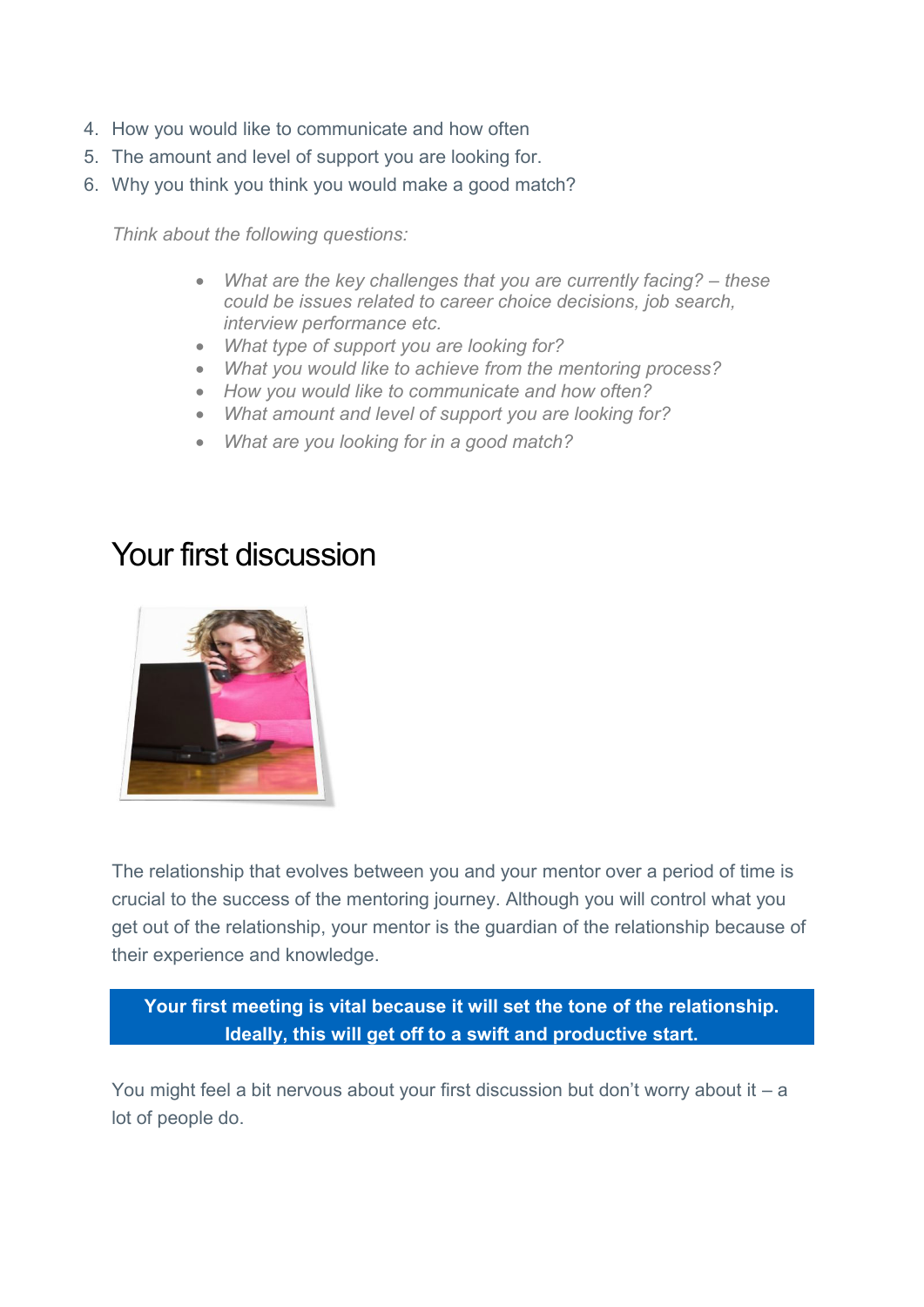4. How you would like to communicate and how often
5. The amount and level of support you are looking for.
6. Why you think you think you would make a good match?

*Think about the following questions:*

- *What are the key challenges that you are currently facing? – these could be issues related to career choice decisions, job search, interview performance etc.*
- *What type of support you are looking for?*
- *What you would like to achieve from the mentoring process?*
- *How you would like to communicate and how often?*
- *What amount and level of support you are looking for?*
- *What are you looking for in a good match?*

# Your first discussion

The relationship that evolves between you and your mentor over a period of time is crucial to the success of the mentoring journey. Although you will control what you get out of the relationship, your mentor is the guardian of the relationship because of their experience and knowledge.

**Your first meeting is vital because it will set the tone of the relationship. Ideally, this will get off to a swift and productive start.**

You might feel a bit nervous about your first discussion but don't worry about it – a lot of people do.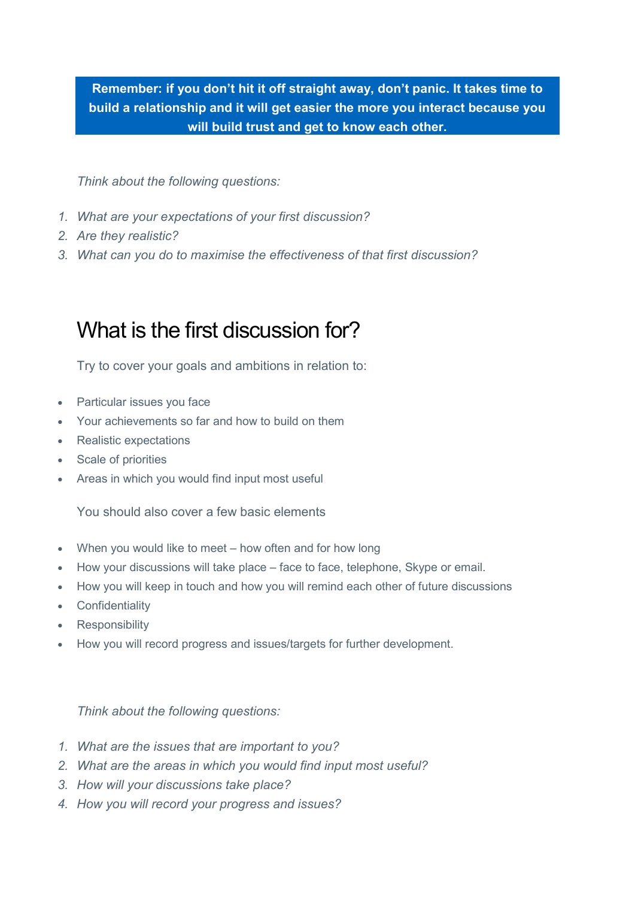**Remember: if you don't hit it off straight away, don't panic. It takes time to build a relationship and it will get easier the more you interact because you will build trust and get to know each other.**

*Think about the following questions:*

1. *What are your expectations of your first discussion?*
2. *Are they realistic?*
3. *What can you do to maximise the effectiveness of that first discussion?*

# What is the first discussion for?

Try to cover your goals and ambitions in relation to:

- Particular issues you face
- Your achievements so far and how to build on them
- Realistic expectations
- Scale of priorities
- Areas in which you would find input most useful

You should also cover a few basic elements

- When you would like to meet – how often and for how long
- How your discussions will take place – face to face, telephone, Skype or email.
- How you will keep in touch and how you will remind each other of future discussions
- Confidentiality
- Responsibility
- How you will record progress and issues/targets for further development.

*Think about the following questions:*

1. *What are the issues that are important to you?*
2. *What are the areas in which you would find input most useful?*
3. *How will your discussions take place?*
4. *How you will record your progress and issues?*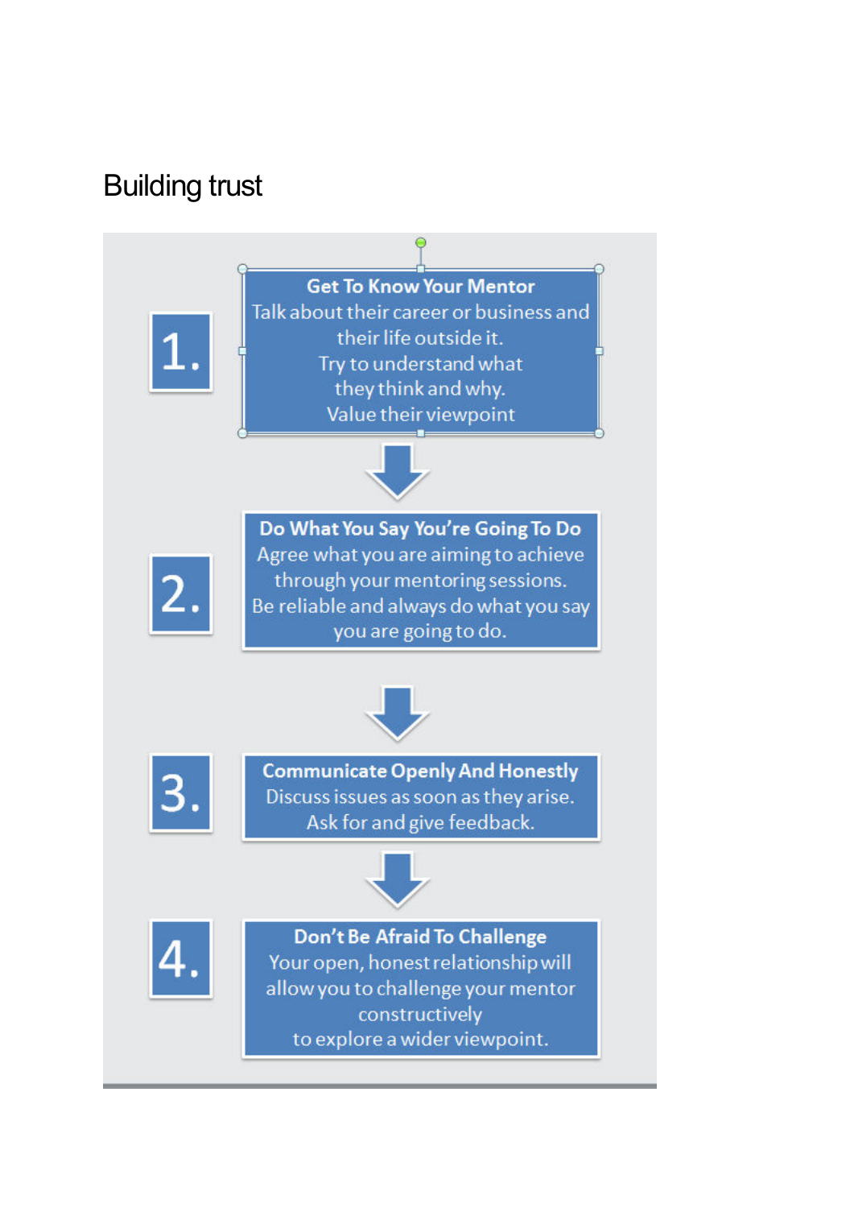# Building trust

**1. Get To Know Your Mentor**

Talk about their career or business and their life outside it.
Try to understand what they think and why.
Value their viewpoint

**2. Do What You Say You're Going To Do**

Agree what you are aiming to achieve through your mentoring sessions.
Be reliable and always do what you say you are going to do.

**3. Communicate Openly And Honestly**

Discuss issues as soon as they arise.
Ask for and give feedback.

**4. Don't Be Afraid To Challenge**

Your open, honest relationship will allow you to challenge your mentor constructively
to explore a wider viewpoint.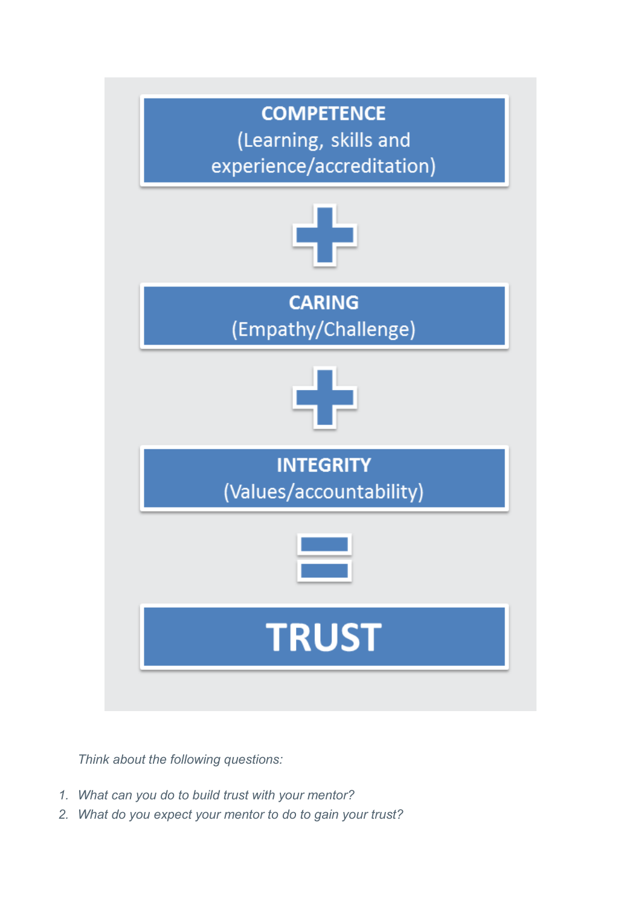**COMPETENCE**
(Learning, skills and experience/accreditation)

+

**CARING**
(Empathy/Challenge)

+

**INTEGRITY**
(Values/accountability)

=

**TRUST**

*Think about the following questions:*

1. *What can you do to build trust with your mentor?*
2. *What do you expect your mentor to do to gain your trust?*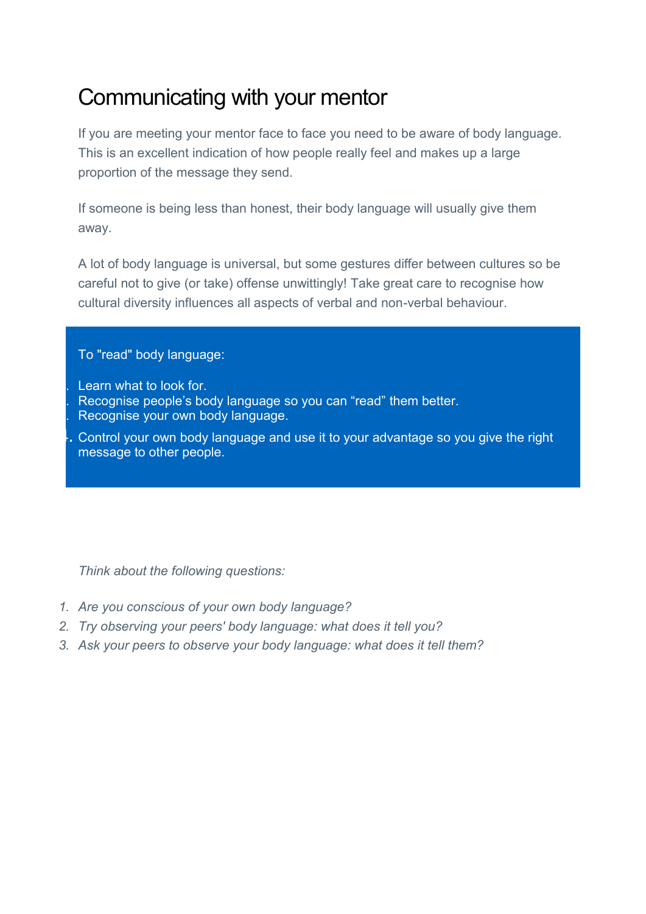# Communicating with your mentor

If you are meeting your mentor face to face you need to be aware of body language. This is an excellent indication of how people really feel and makes up a large proportion of the message they send.

If someone is being less than honest, their body language will usually give them away.

A lot of body language is universal, but some gestures differ between cultures so be careful not to give (or take) offense unwittingly! Take great care to recognise how cultural diversity influences all aspects of verbal and non-verbal behaviour.

To "read" body language:

1. Learn what to look for.
2. Recognise people's body language so you can "read" them better.
3. Recognise your own body language.
4. Control your own body language and use it to your advantage so you give the right message to other people.

*Think about the following questions:*

1. *Are you conscious of your own body language?*
2. *Try observing your peers' body language: what does it tell you?*
3. *Ask your peers to observe your body language: what does it tell them?*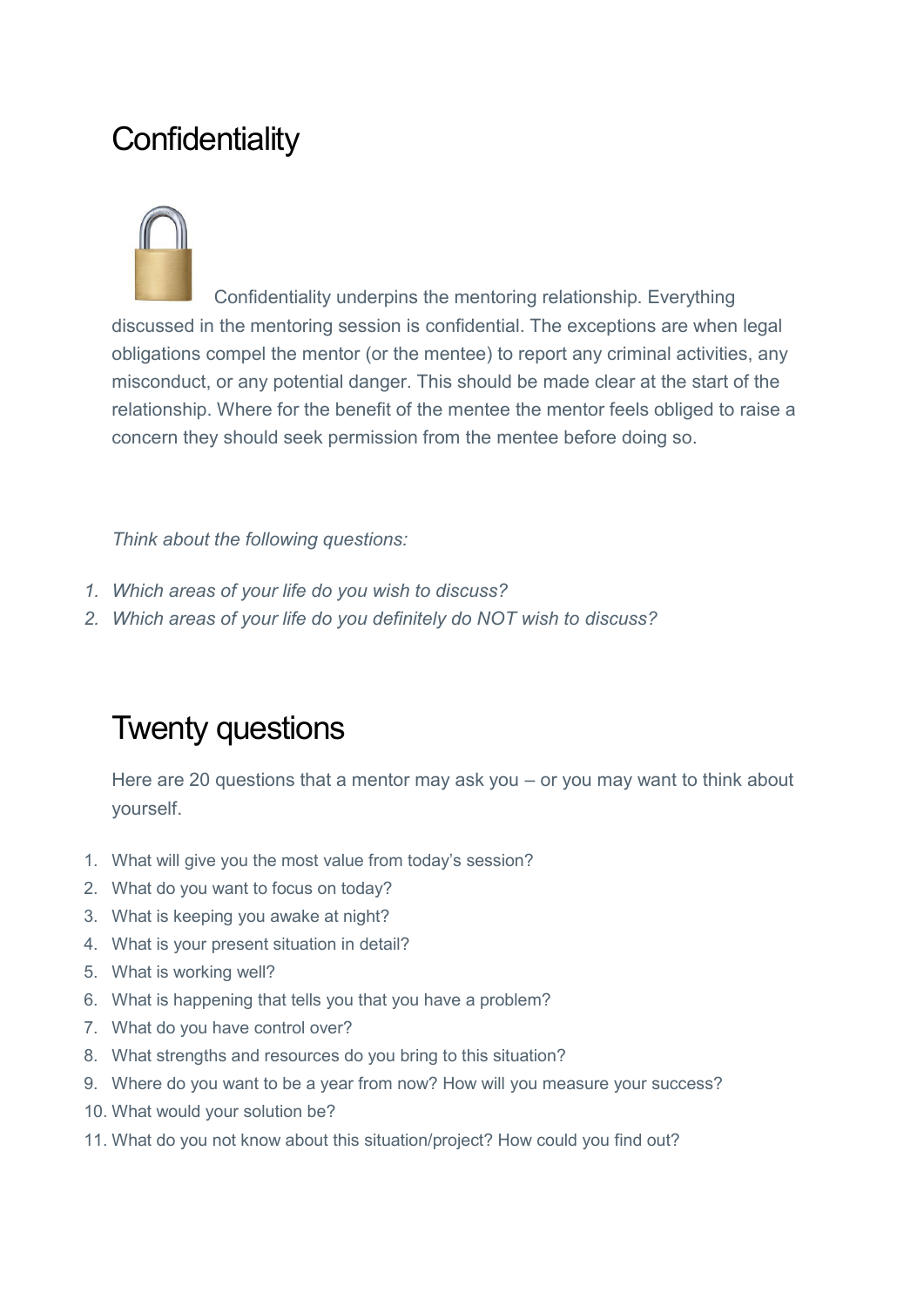## Confidentiality

Confidentiality underpins the mentoring relationship. Everything discussed in the mentoring session is confidential. The exceptions are when legal obligations compel the mentor (or the mentee) to report any criminal activities, any misconduct, or any potential danger. This should be made clear at the start of the relationship. Where for the benefit of the mentee the mentor feels obliged to raise a concern they should seek permission from the mentee before doing so.

*Think about the following questions:*

1. *Which areas of your life do you wish to discuss?*
2. *Which areas of your life do you definitely do NOT wish to discuss?*

## Twenty questions

Here are 20 questions that a mentor may ask you – or you may want to think about yourself.

1. What will give you the most value from today's session?
2. What do you want to focus on today?
3. What is keeping you awake at night?
4. What is your present situation in detail?
5. What is working well?
6. What is happening that tells you that you have a problem?
7. What do you have control over?
8. What strengths and resources do you bring to this situation?
9. Where do you want to be a year from now? How will you measure your success?
10. What would your solution be?
11. What do you not know about this situation/project? How could you find out?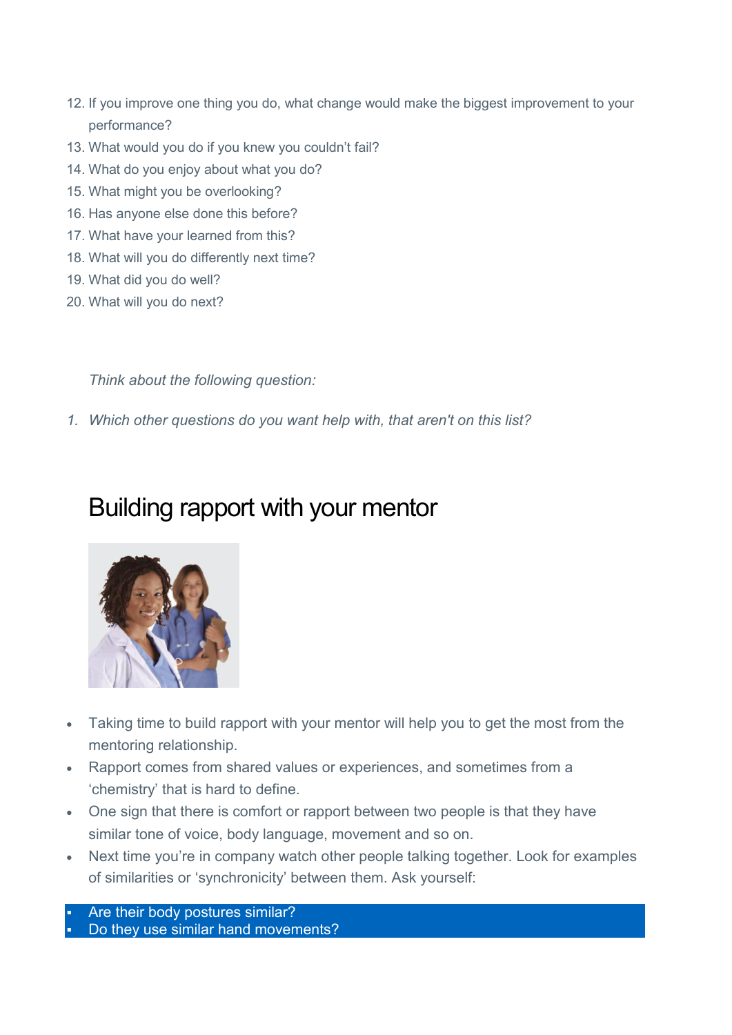12. If you improve one thing you do, what change would make the biggest improvement to your performance?
13. What would you do if you knew you couldn't fail?
14. What do you enjoy about what you do?
15. What might you be overlooking?
16. Has anyone else done this before?
17. What have your learned from this?
18. What will you do differently next time?
19. What did you do well?
20. What will you do next?

*Think about the following question:*

1. *Which other questions do you want help with, that aren't on this list?*

# Building rapport with your mentor

- Taking time to build rapport with your mentor will help you to get the most from the mentoring relationship.
- Rapport comes from shared values or experiences, and sometimes from a 'chemistry' that is hard to define.
- One sign that there is comfort or rapport between two people is that they have similar tone of voice, body language, movement and so on.
- Next time you're in company watch other people talking together. Look for examples of similarities or 'synchronicity' between them. Ask yourself:
  - Are their body postures similar?
  - Do they use similar hand movements?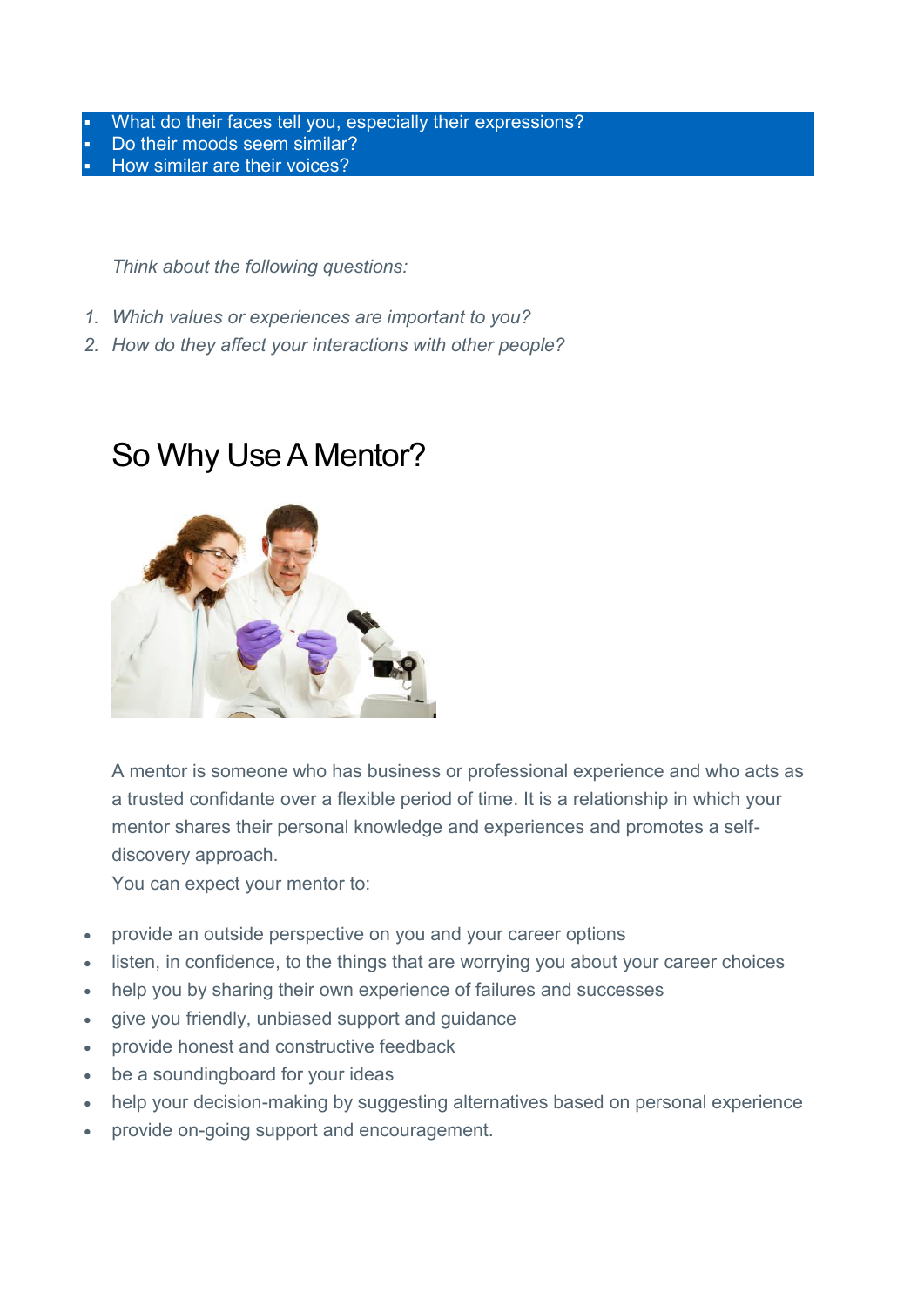- What do their faces tell you, especially their expressions?
- Do their moods seem similar?
- How similar are their voices?

*Think about the following questions:*

1. *Which values or experiences are important to you?*
2. *How do they affect your interactions with other people?*

# So Why Use A Mentor?

A mentor is someone who has business or professional experience and who acts as a trusted confidante over a flexible period of time. It is a relationship in which your mentor shares their personal knowledge and experiences and promotes a self-discovery approach.

You can expect your mentor to:

- provide an outside perspective on you and your career options
- listen, in confidence, to the things that are worrying you about your career choices
- help you by sharing their own experience of failures and successes
- give you friendly, unbiased support and guidance
- provide honest and constructive feedback
- be a soundingboard for your ideas
- help your decision-making by suggesting alternatives based on personal experience
- provide on-going support and encouragement.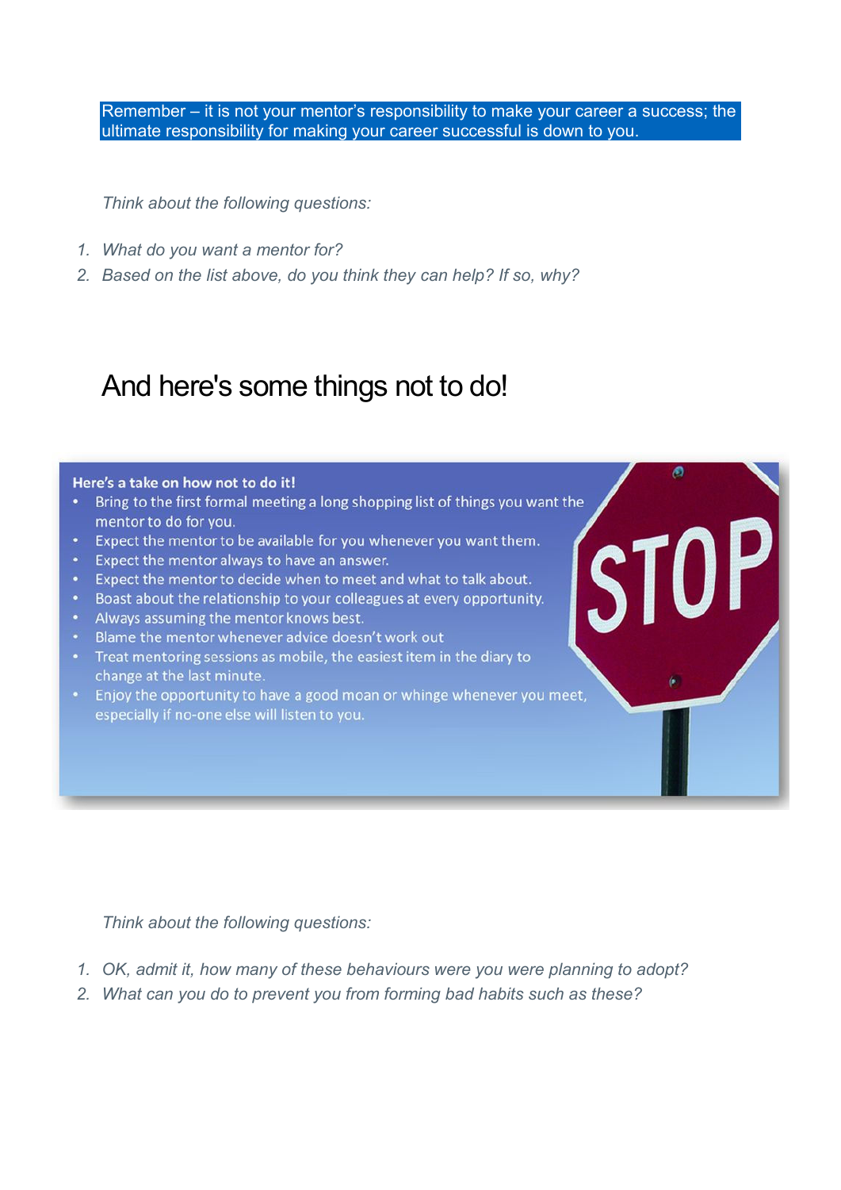Remember – it is not your mentor's responsibility to make your career a success; the ultimate responsibility for making your career successful is down to you.

*Think about the following questions:*

1. *What do you want a mentor for?*
2. *Based on the list above, do you think they can help? If so, why?*

# And here's some things not to do!

**Here's a take on how not to do it!**

- Bring to the first formal meeting a long shopping list of things you want the mentor to do for you.
- Expect the mentor to be available for you whenever you want them.
- Expect the mentor always to have an answer.
- Expect the mentor to decide when to meet and what to talk about.
- Boast about the relationship to your colleagues at every opportunity.
- Always assuming the mentor knows best.
- Blame the mentor whenever advice doesn't work out
- Treat mentoring sessions as mobile, the easiest item in the diary to change at the last minute.
- Enjoy the opportunity to have a good moan or whinge whenever you meet, especially if no-one else will listen to you.

STOP

*Think about the following questions:*

1. *OK, admit it, how many of these behaviours were you were planning to adopt?*
2. *What can you do to prevent you from forming bad habits such as these?*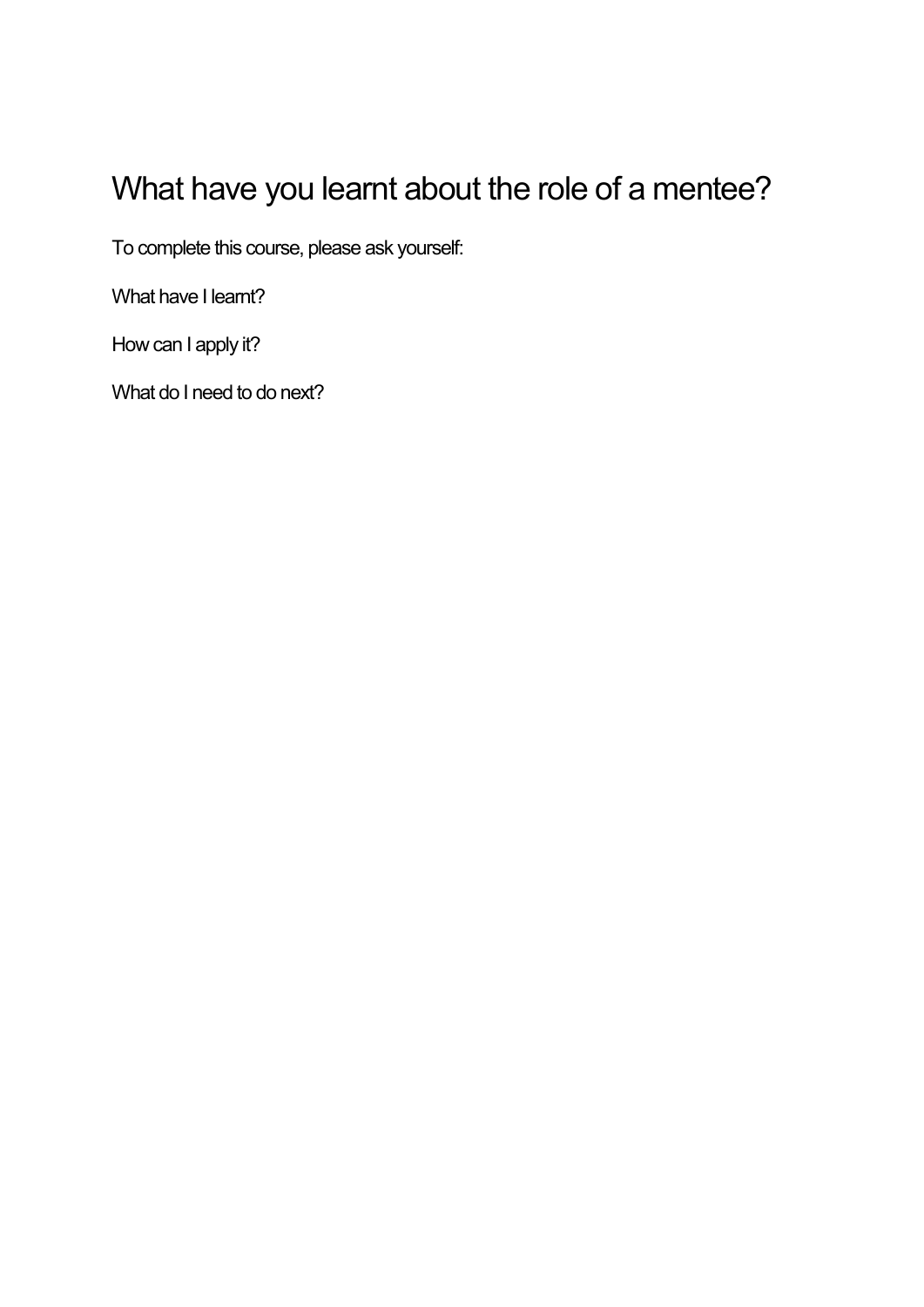# What have you learnt about the role of a mentee?

To complete this course, please ask yourself:

What have I learnt?

How can I apply it?

What do I need to do next?